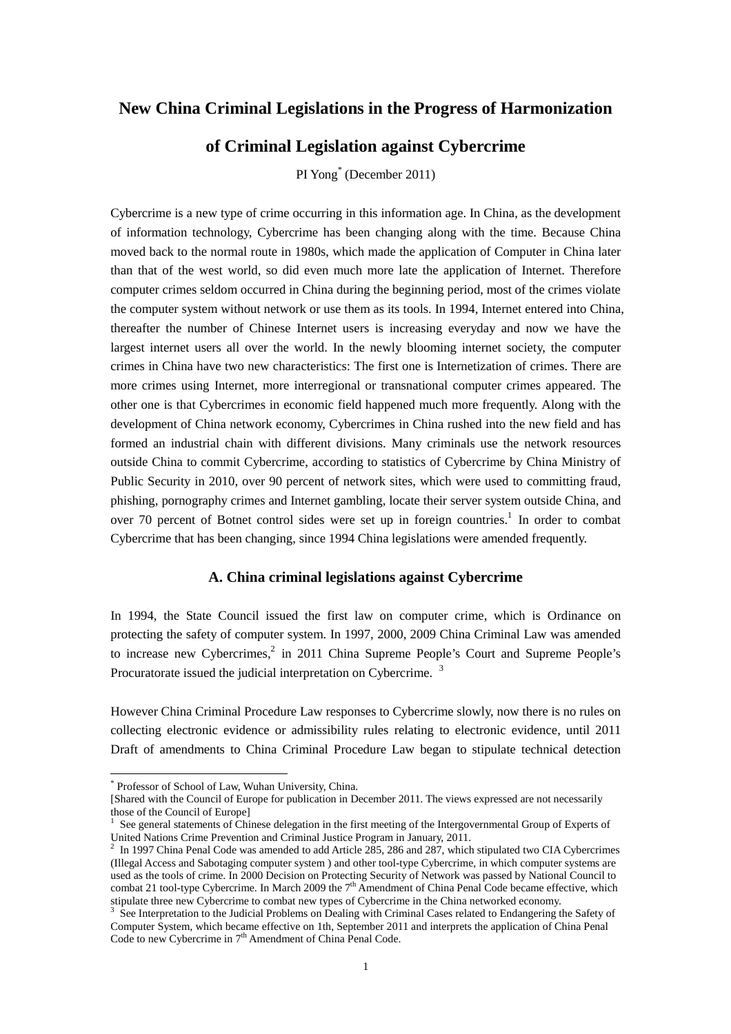# New China Criminal Legislations in the Progress of Harmonization of Criminal Legislation against Cybercrime

PI Yong[*] (December 2011)

Cybercrime is a new type of crime occurring in this information age. In China, as the development of information technology, Cybercrime has been changing along with the time. Because China moved back to the normal route in 1980s, which made the application of Computer in China later than that of the west world, so did even much more late the application of Internet. Therefore computer crimes seldom occurred in China during the beginning period, most of the crimes violate the computer system without network or use them as its tools. In 1994, Internet entered into China, thereafter the number of Chinese Internet users is increasing everyday and now we have the largest internet users all over the world. In the newly blooming internet society, the computer crimes in China have two new characteristics: The first one is Internetization of crimes. There are more crimes using Internet, more interregional or transnational computer crimes appeared. The other one is that Cybercrimes in economic field happened much more frequently. Along with the development of China network economy, Cybercrimes in China rushed into the new field and has formed an industrial chain with different divisions. Many criminals use the network resources outside China to commit Cybercrime, according to statistics of Cybercrime by China Ministry of Public Security in 2010, over 90 percent of network sites, which were used to committing fraud, phishing, pornography crimes and Internet gambling, locate their server system outside China, and over 70 percent of Botnet control sides were set up in foreign countries.[1] In order to combat Cybercrime that has been changing, since 1994 China legislations were amended frequently.

### A. China criminal legislations against Cybercrime

In 1994, the State Council issued the first law on computer crime, which is Ordinance on protecting the safety of computer system. In 1997, 2000, 2009 China Criminal Law was amended to increase new Cybercrimes,[2] in 2011 China Supreme People's Court and Supreme People's Procuratorate issued the judicial interpretation on Cybercrime.[3]

However China Criminal Procedure Law responses to Cybercrime slowly, now there is no rules on collecting electronic evidence or admissibility rules relating to electronic evidence, until 2011 Draft of amendments to China Criminal Procedure Law began to stipulate technical detection

---

[*] Professor of School of Law, Wuhan University, China.
[Shared with the Council of Europe for publication in December 2011. The views expressed are not necessarily those of the Council of Europe]

[1] See general statements of Chinese delegation in the first meeting of the Intergovernmental Group of Experts of United Nations Crime Prevention and Criminal Justice Program in January, 2011.

[2] In 1997 China Penal Code was amended to add Article 285, 286 and 287, which stipulated two CIA Cybercrimes (Illegal Access and Sabotaging computer system ) and other tool-type Cybercrime, in which computer systems are used as the tools of crime. In 2000 Decision on Protecting Security of Network was passed by National Council to combat 21 tool-type Cybercrime. In March 2009 the 7th Amendment of China Penal Code became effective, which stipulate three new Cybercrime to combat new types of Cybercrime in the China networked economy.

[3] See Interpretation to the Judicial Problems on Dealing with Criminal Cases related to Endangering the Safety of Computer System, which became effective on 1th, September 2011 and interprets the application of China Penal Code to new Cybercrime in 7th Amendment of China Penal Code.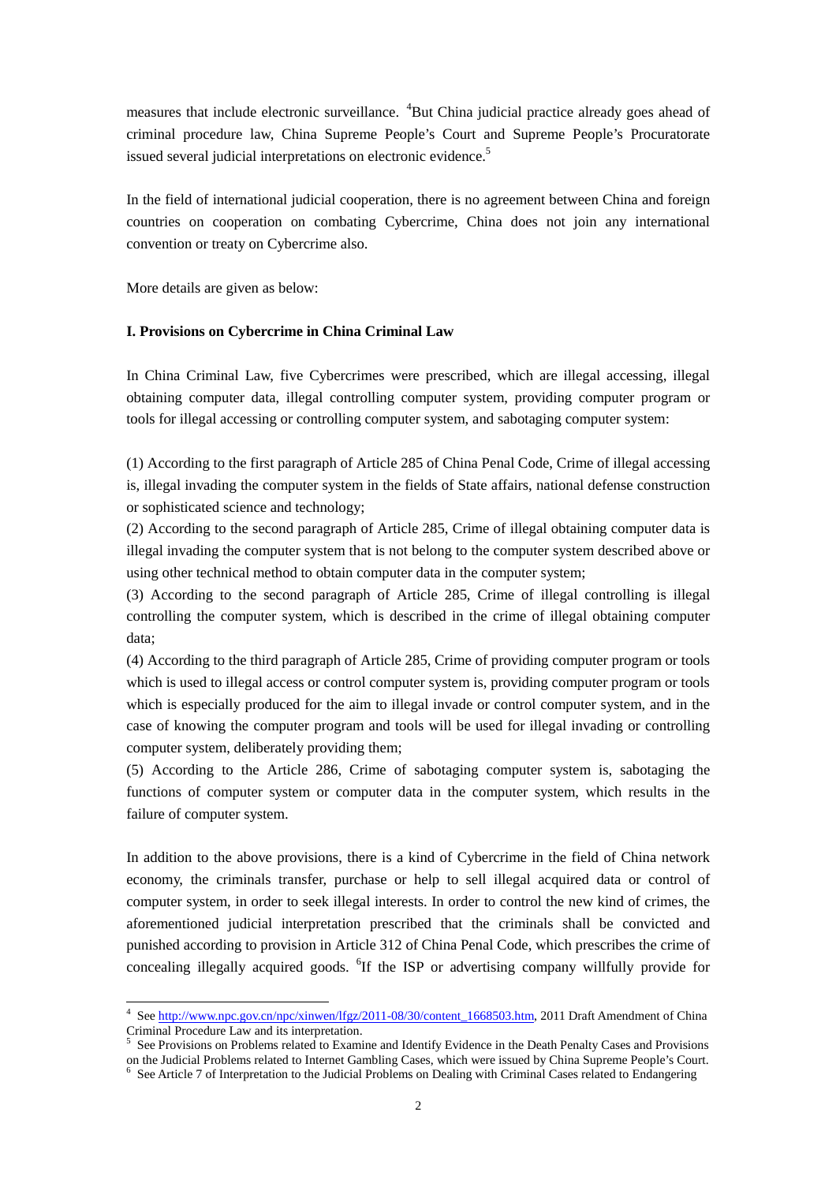measures that include electronic surveillance. [4]But China judicial practice already goes ahead of criminal procedure law, China Supreme People's Court and Supreme People's Procuratorate issued several judicial interpretations on electronic evidence.[5]

In the field of international judicial cooperation, there is no agreement between China and foreign countries on cooperation on combating Cybercrime, China does not join any international convention or treaty on Cybercrime also.

More details are given as below:

**I. Provisions on Cybercrime in China Criminal Law**

In China Criminal Law, five Cybercrimes were prescribed, which are illegal accessing, illegal obtaining computer data, illegal controlling computer system, providing computer program or tools for illegal accessing or controlling computer system, and sabotaging computer system:

(1) According to the first paragraph of Article 285 of China Penal Code, Crime of illegal accessing is, illegal invading the computer system in the fields of State affairs, national defense construction or sophisticated science and technology;
(2) According to the second paragraph of Article 285, Crime of illegal obtaining computer data is illegal invading the computer system that is not belong to the computer system described above or using other technical method to obtain computer data in the computer system;
(3) According to the second paragraph of Article 285, Crime of illegal controlling is illegal controlling the computer system, which is described in the crime of illegal obtaining computer data;
(4) According to the third paragraph of Article 285, Crime of providing computer program or tools which is used to illegal access or control computer system is, providing computer program or tools which is especially produced for the aim to illegal invade or control computer system, and in the case of knowing the computer program and tools will be used for illegal invading or controlling computer system, deliberately providing them;
(5) According to the Article 286, Crime of sabotaging computer system is, sabotaging the functions of computer system or computer data in the computer system, which results in the failure of computer system.

In addition to the above provisions, there is a kind of Cybercrime in the field of China network economy, the criminals transfer, purchase or help to sell illegal acquired data or control of computer system, in order to seek illegal interests. In order to control the new kind of crimes, the aforementioned judicial interpretation prescribed that the criminals shall be convicted and punished according to provision in Article 312 of China Penal Code, which prescribes the crime of concealing illegally acquired goods. [6]If the ISP or advertising company willfully provide for

---

[4] See http://www.npc.gov.cn/npc/xinwen/lfgz/2011-08/30/content_1668503.htm, 2011 Draft Amendment of China Criminal Procedure Law and its interpretation.

[5] See Provisions on Problems related to Examine and Identify Evidence in the Death Penalty Cases and Provisions on the Judicial Problems related to Internet Gambling Cases, which were issued by China Supreme People's Court.

[6] See Article 7 of Interpretation to the Judicial Problems on Dealing with Criminal Cases related to Endangering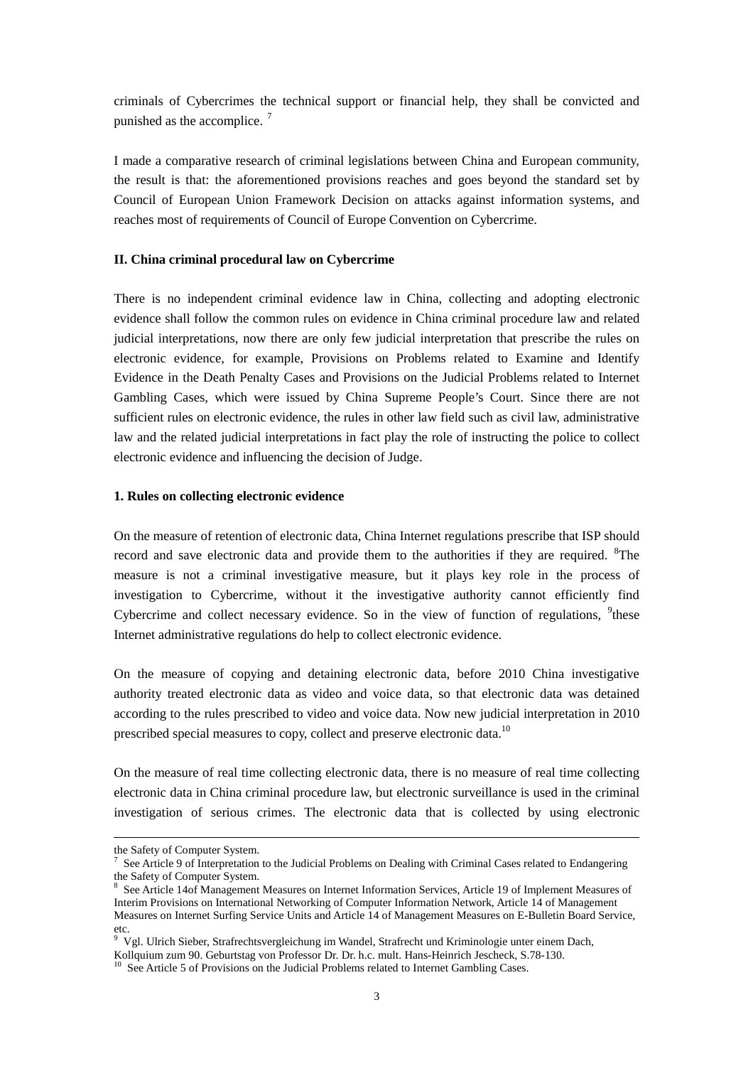criminals of Cybercrimes the technical support or financial help, they shall be convicted and punished as the accomplice. [7]

I made a comparative research of criminal legislations between China and European community, the result is that: the aforementioned provisions reaches and goes beyond the standard set by Council of European Union Framework Decision on attacks against information systems, and reaches most of requirements of Council of Europe Convention on Cybercrime.

**II. China criminal procedural law on Cybercrime**

There is no independent criminal evidence law in China, collecting and adopting electronic evidence shall follow the common rules on evidence in China criminal procedure law and related judicial interpretations, now there are only few judicial interpretation that prescribe the rules on electronic evidence, for example, Provisions on Problems related to Examine and Identify Evidence in the Death Penalty Cases and Provisions on the Judicial Problems related to Internet Gambling Cases, which were issued by China Supreme People's Court. Since there are not sufficient rules on electronic evidence, the rules in other law field such as civil law, administrative law and the related judicial interpretations in fact play the role of instructing the police to collect electronic evidence and influencing the decision of Judge.

**1. Rules on collecting electronic evidence**

On the measure of retention of electronic data, China Internet regulations prescribe that ISP should record and save electronic data and provide them to the authorities if they are required. [8]The measure is not a criminal investigative measure, but it plays key role in the process of investigation to Cybercrime, without it the investigative authority cannot efficiently find Cybercrime and collect necessary evidence. So in the view of function of regulations, [9]these Internet administrative regulations do help to collect electronic evidence.

On the measure of copying and detaining electronic data, before 2010 China investigative authority treated electronic data as video and voice data, so that electronic data was detained according to the rules prescribed to video and voice data. Now new judicial interpretation in 2010 prescribed special measures to copy, collect and preserve electronic data.[10]

On the measure of real time collecting electronic data, there is no measure of real time collecting electronic data in China criminal procedure law, but electronic surveillance is used in the criminal investigation of serious crimes. The electronic data that is collected by using electronic

---

the Safety of Computer System.

[7] See Article 9 of Interpretation to the Judicial Problems on Dealing with Criminal Cases related to Endangering the Safety of Computer System.

[8] See Article 14of Management Measures on Internet Information Services, Article 19 of Implement Measures of Interim Provisions on International Networking of Computer Information Network, Article 14 of Management Measures on Internet Surfing Service Units and Article 14 of Management Measures on E-Bulletin Board Service, etc.

[9] Vgl. Ulrich Sieber, Strafrechtsvergleichung im Wandel, Strafrecht und Kriminologie unter einem Dach, Kollquium zum 90. Geburtstag von Professor Dr. Dr. h.c. mult. Hans-Heinrich Jescheck, S.78-130.

[10] See Article 5 of Provisions on the Judicial Problems related to Internet Gambling Cases.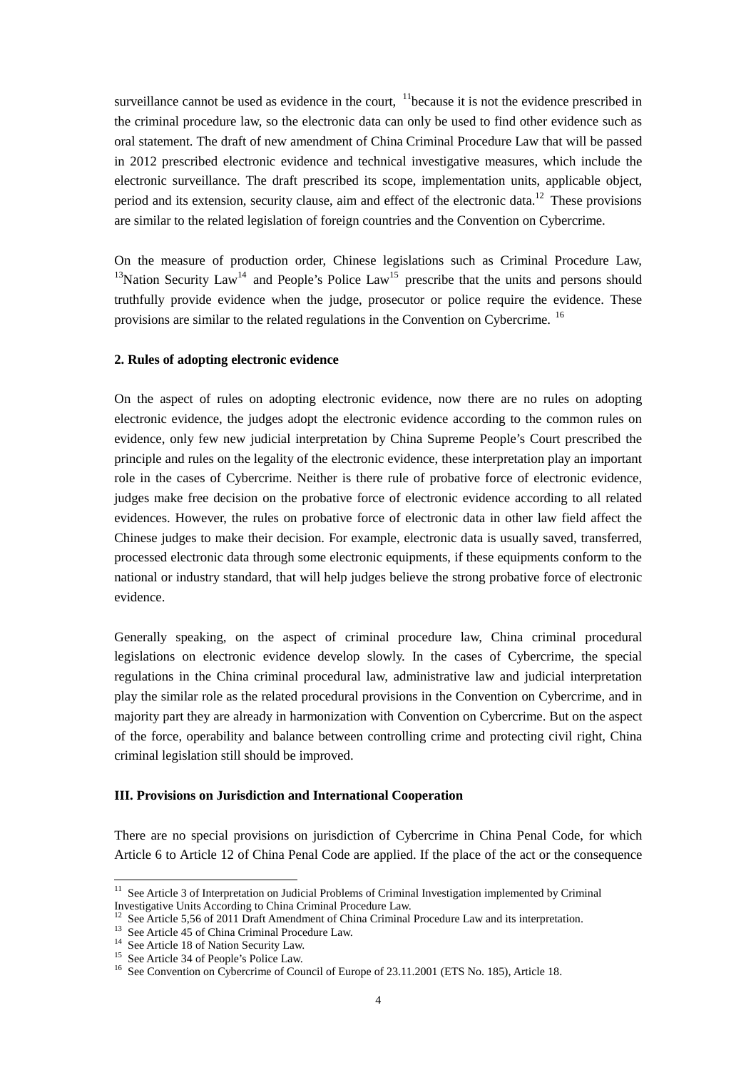surveillance cannot be used as evidence in the court, [11]because it is not the evidence prescribed in the criminal procedure law, so the electronic data can only be used to find other evidence such as oral statement. The draft of new amendment of China Criminal Procedure Law that will be passed in 2012 prescribed electronic evidence and technical investigative measures, which include the electronic surveillance. The draft prescribed its scope, implementation units, applicable object, period and its extension, security clause, aim and effect of the electronic data.[12] These provisions are similar to the related legislation of foreign countries and the Convention on Cybercrime.

On the measure of production order, Chinese legislations such as Criminal Procedure Law, [13]Nation Security Law[14] and People's Police Law[15] prescribe that the units and persons should truthfully provide evidence when the judge, prosecutor or police require the evidence. These provisions are similar to the related regulations in the Convention on Cybercrime. [16]

**2. Rules of adopting electronic evidence**

On the aspect of rules on adopting electronic evidence, now there are no rules on adopting electronic evidence, the judges adopt the electronic evidence according to the common rules on evidence, only few new judicial interpretation by China Supreme People's Court prescribed the principle and rules on the legality of the electronic evidence, these interpretation play an important role in the cases of Cybercrime. Neither is there rule of probative force of electronic evidence, judges make free decision on the probative force of electronic evidence according to all related evidences. However, the rules on probative force of electronic data in other law field affect the Chinese judges to make their decision. For example, electronic data is usually saved, transferred, processed electronic data through some electronic equipments, if these equipments conform to the national or industry standard, that will help judges believe the strong probative force of electronic evidence.

Generally speaking, on the aspect of criminal procedure law, China criminal procedural legislations on electronic evidence develop slowly. In the cases of Cybercrime, the special regulations in the China criminal procedural law, administrative law and judicial interpretation play the similar role as the related procedural provisions in the Convention on Cybercrime, and in majority part they are already in harmonization with Convention on Cybercrime. But on the aspect of the force, operability and balance between controlling crime and protecting civil right, China criminal legislation still should be improved.

**III. Provisions on Jurisdiction and International Cooperation**

There are no special provisions on jurisdiction of Cybercrime in China Penal Code, for which Article 6 to Article 12 of China Penal Code are applied. If the place of the act or the consequence

---

[11] See Article 3 of Interpretation on Judicial Problems of Criminal Investigation implemented by Criminal Investigative Units According to China Criminal Procedure Law.

[12] See Article 5,56 of 2011 Draft Amendment of China Criminal Procedure Law and its interpretation.

[13] See Article 45 of China Criminal Procedure Law.

[14] See Article 18 of Nation Security Law.

[15] See Article 34 of People's Police Law.

[16] See Convention on Cybercrime of Council of Europe of 23.11.2001 (ETS No. 185), Article 18.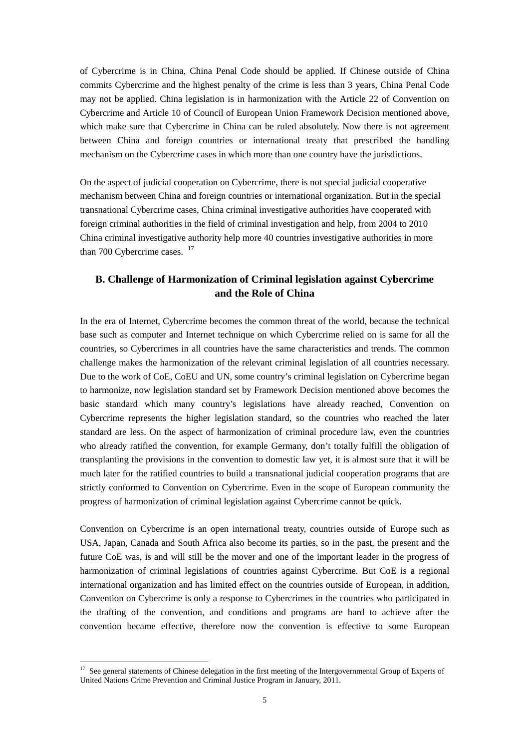of Cybercrime is in China, China Penal Code should be applied. If Chinese outside of China commits Cybercrime and the highest penalty of the crime is less than 3 years, China Penal Code may not be applied. China legislation is in harmonization with the Article 22 of Convention on Cybercrime and Article 10 of Council of European Union Framework Decision mentioned above, which make sure that Cybercrime in China can be ruled absolutely. Now there is not agreement between China and foreign countries or international treaty that prescribed the handling mechanism on the Cybercrime cases in which more than one country have the jurisdictions.

On the aspect of judicial cooperation on Cybercrime, there is not special judicial cooperative mechanism between China and foreign countries or international organization. But in the special transnational Cybercrime cases, China criminal investigative authorities have cooperated with foreign criminal authorities in the field of criminal investigation and help, from 2004 to 2010 China criminal investigative authority help more 40 countries investigative authorities in more than 700 Cybercrime cases. [17]

## B. Challenge of Harmonization of Criminal legislation against Cybercrime and the Role of China

In the era of Internet, Cybercrime becomes the common threat of the world, because the technical base such as computer and Internet technique on which Cybercrime relied on is same for all the countries, so Cybercrimes in all countries have the same characteristics and trends. The common challenge makes the harmonization of the relevant criminal legislation of all countries necessary. Due to the work of CoE, CoEU and UN, some country's criminal legislation on Cybercrime began to harmonize, now legislation standard set by Framework Decision mentioned above becomes the basic standard which many country's legislations have already reached, Convention on Cybercrime represents the higher legislation standard, so the countries who reached the later standard are less. On the aspect of harmonization of criminal procedure law, even the countries who already ratified the convention, for example Germany, don't totally fulfill the obligation of transplanting the provisions in the convention to domestic law yet, it is almost sure that it will be much later for the ratified countries to build a transnational judicial cooperation programs that are strictly conformed to Convention on Cybercrime. Even in the scope of European community the progress of harmonization of criminal legislation against Cybercrime cannot be quick.

Convention on Cybercrime is an open international treaty, countries outside of Europe such as USA, Japan, Canada and South Africa also become its parties, so in the past, the present and the future CoE was, is and will still be the mover and one of the important leader in the progress of harmonization of criminal legislations of countries against Cybercrime. But CoE is a regional international organization and has limited effect on the countries outside of European, in addition, Convention on Cybercrime is only a response to Cybercrimes in the countries who participated in the drafting of the convention, and conditions and programs are hard to achieve after the convention became effective, therefore now the convention is effective to some European

[17] See general statements of Chinese delegation in the first meeting of the Intergovernmental Group of Experts of United Nations Crime Prevention and Criminal Justice Program in January, 2011.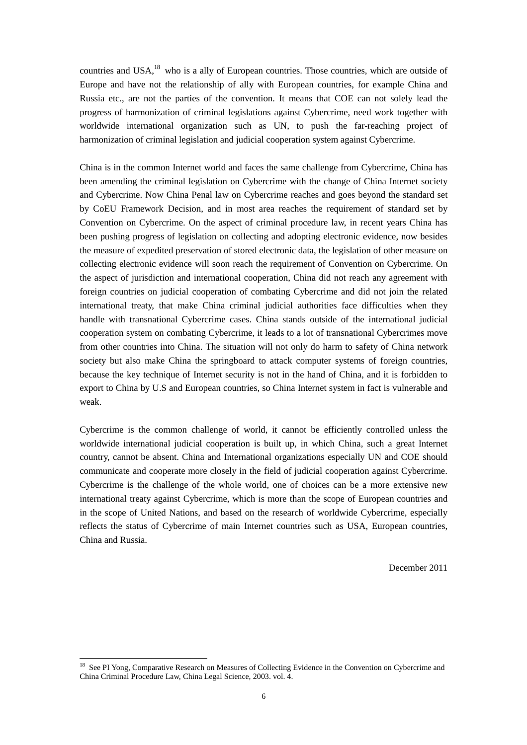countries and USA,[18] who is a ally of European countries. Those countries, which are outside of Europe and have not the relationship of ally with European countries, for example China and Russia etc., are not the parties of the convention. It means that COE can not solely lead the progress of harmonization of criminal legislations against Cybercrime, need work together with worldwide international organization such as UN, to push the far-reaching project of harmonization of criminal legislation and judicial cooperation system against Cybercrime.

China is in the common Internet world and faces the same challenge from Cybercrime, China has been amending the criminal legislation on Cybercrime with the change of China Internet society and Cybercrime. Now China Penal law on Cybercrime reaches and goes beyond the standard set by CoEU Framework Decision, and in most area reaches the requirement of standard set by Convention on Cybercrime. On the aspect of criminal procedure law, in recent years China has been pushing progress of legislation on collecting and adopting electronic evidence, now besides the measure of expedited preservation of stored electronic data, the legislation of other measure on collecting electronic evidence will soon reach the requirement of Convention on Cybercrime. On the aspect of jurisdiction and international cooperation, China did not reach any agreement with foreign countries on judicial cooperation of combating Cybercrime and did not join the related international treaty, that make China criminal judicial authorities face difficulties when they handle with transnational Cybercrime cases. China stands outside of the international judicial cooperation system on combating Cybercrime, it leads to a lot of transnational Cybercrimes move from other countries into China. The situation will not only do harm to safety of China network society but also make China the springboard to attack computer systems of foreign countries, because the key technique of Internet security is not in the hand of China, and it is forbidden to export to China by U.S and European countries, so China Internet system in fact is vulnerable and weak.

Cybercrime is the common challenge of world, it cannot be efficiently controlled unless the worldwide international judicial cooperation is built up, in which China, such a great Internet country, cannot be absent. China and International organizations especially UN and COE should communicate and cooperate more closely in the field of judicial cooperation against Cybercrime. Cybercrime is the challenge of the whole world, one of choices can be a more extensive new international treaty against Cybercrime, which is more than the scope of European countries and in the scope of United Nations, and based on the research of worldwide Cybercrime, especially reflects the status of Cybercrime of main Internet countries such as USA, European countries, China and Russia.

December 2011

---

[18] See PI Yong, Comparative Research on Measures of Collecting Evidence in the Convention on Cybercrime and China Criminal Procedure Law, China Legal Science, 2003. vol. 4.